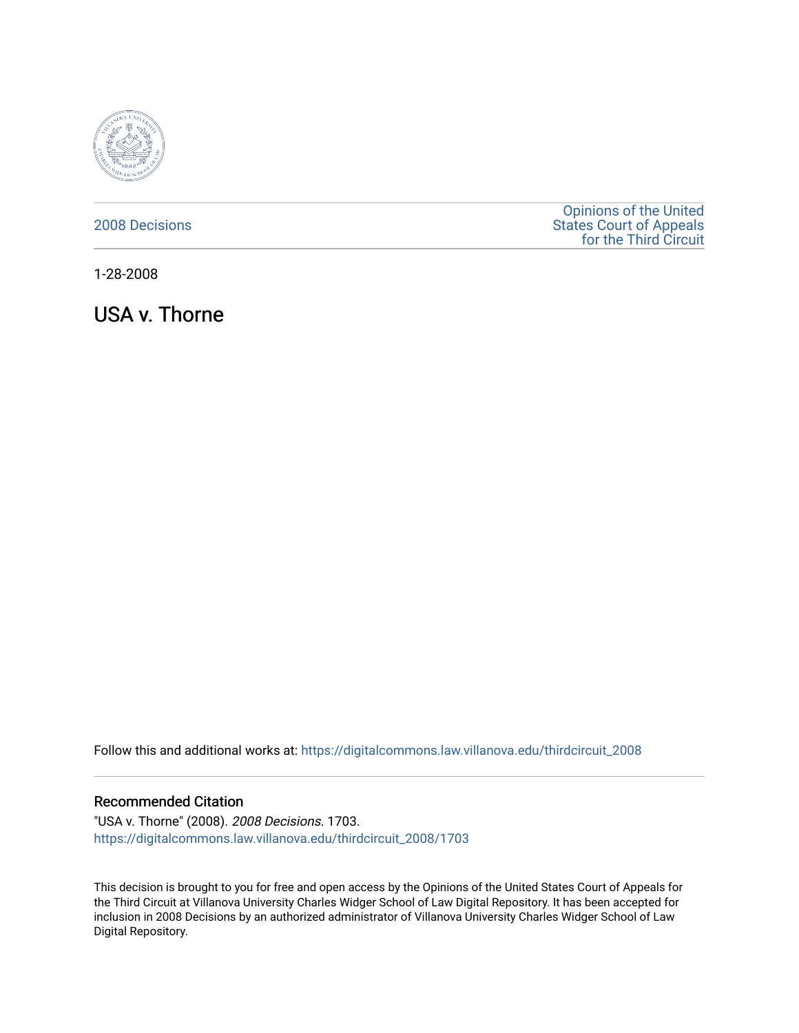2008 Decisions

Opinions of the United States Court of Appeals for the Third Circuit

1-28-2008

# USA v. Thorne

Follow this and additional works at: https://digitalcommons.law.villanova.edu/thirdcircuit_2008

### Recommended Citation

"USA v. Thorne" (2008). *2008 Decisions*. 1703.
https://digitalcommons.law.villanova.edu/thirdcircuit_2008/1703

This decision is brought to you for free and open access by the Opinions of the United States Court of Appeals for the Third Circuit at Villanova University Charles Widger School of Law Digital Repository. It has been accepted for inclusion in 2008 Decisions by an authorized administrator of Villanova University Charles Widger School of Law Digital Repository.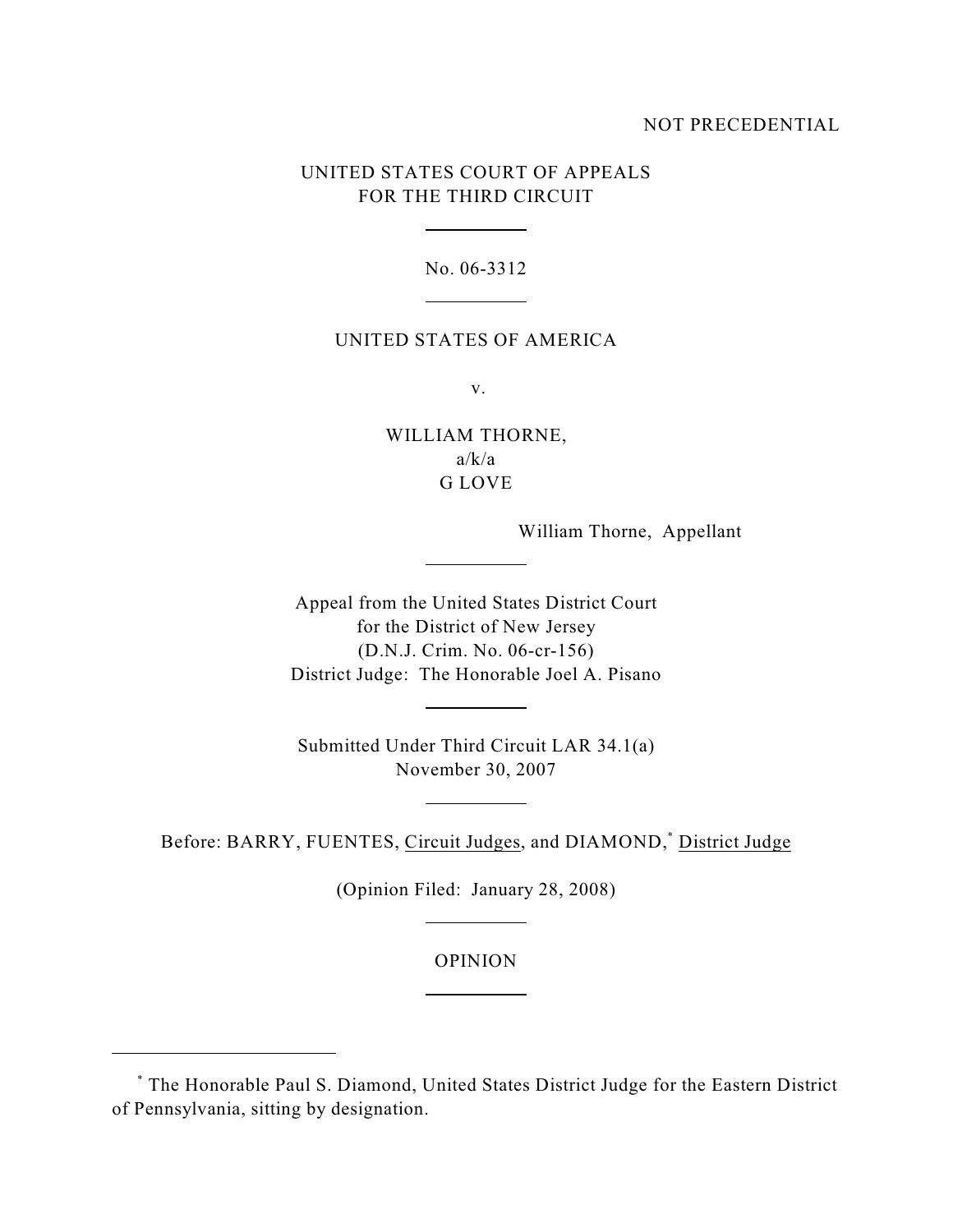NOT PRECEDENTIAL

UNITED STATES COURT OF APPEALS
FOR THE THIRD CIRCUIT

No. 06-3312

UNITED STATES OF AMERICA

v.

WILLIAM THORNE,
a/k/a
G LOVE

William Thorne, Appellant

Appeal from the United States District Court
for the District of New Jersey
(D.N.J. Crim. No. 06-cr-156)
District Judge: The Honorable Joel A. Pisano

Submitted Under Third Circuit LAR 34.1(a)
November 30, 2007

Before: BARRY, FUENTES, Circuit Judges, and DIAMOND,* District Judge

(Opinion Filed: January 28, 2008)

OPINION

---

* The Honorable Paul S. Diamond, United States District Judge for the Eastern District of Pennsylvania, sitting by designation.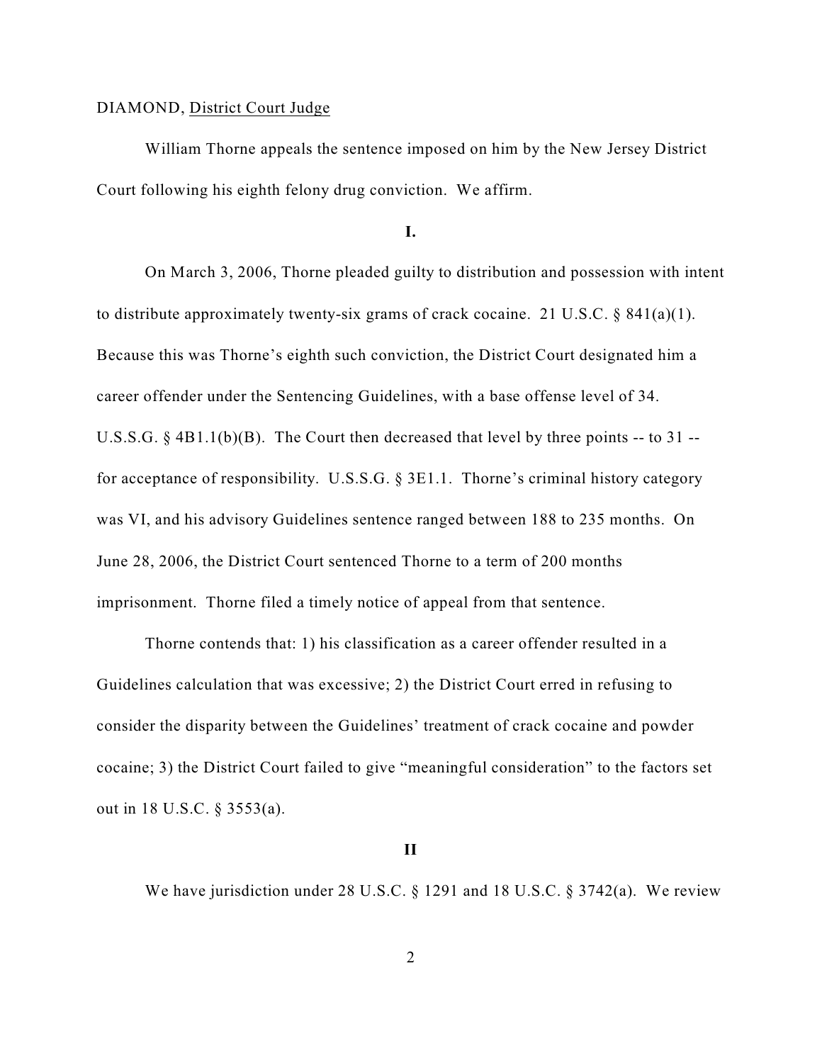DIAMOND, <u>District Court Judge</u>

William Thorne appeals the sentence imposed on him by the New Jersey District Court following his eighth felony drug conviction. We affirm.

**I.**

On March 3, 2006, Thorne pleaded guilty to distribution and possession with intent to distribute approximately twenty-six grams of crack cocaine. 21 U.S.C. § 841(a)(1). Because this was Thorne's eighth such conviction, the District Court designated him a career offender under the Sentencing Guidelines, with a base offense level of 34. U.S.S.G. § 4B1.1(b)(B). The Court then decreased that level by three points -- to 31 -- for acceptance of responsibility. U.S.S.G. § 3E1.1. Thorne's criminal history category was VI, and his advisory Guidelines sentence ranged between 188 to 235 months. On June 28, 2006, the District Court sentenced Thorne to a term of 200 months imprisonment. Thorne filed a timely notice of appeal from that sentence.

Thorne contends that: 1) his classification as a career offender resulted in a Guidelines calculation that was excessive; 2) the District Court erred in refusing to consider the disparity between the Guidelines' treatment of crack cocaine and powder cocaine; 3) the District Court failed to give "meaningful consideration" to the factors set out in 18 U.S.C. § 3553(a).

**II**

We have jurisdiction under 28 U.S.C. § 1291 and 18 U.S.C. § 3742(a). We review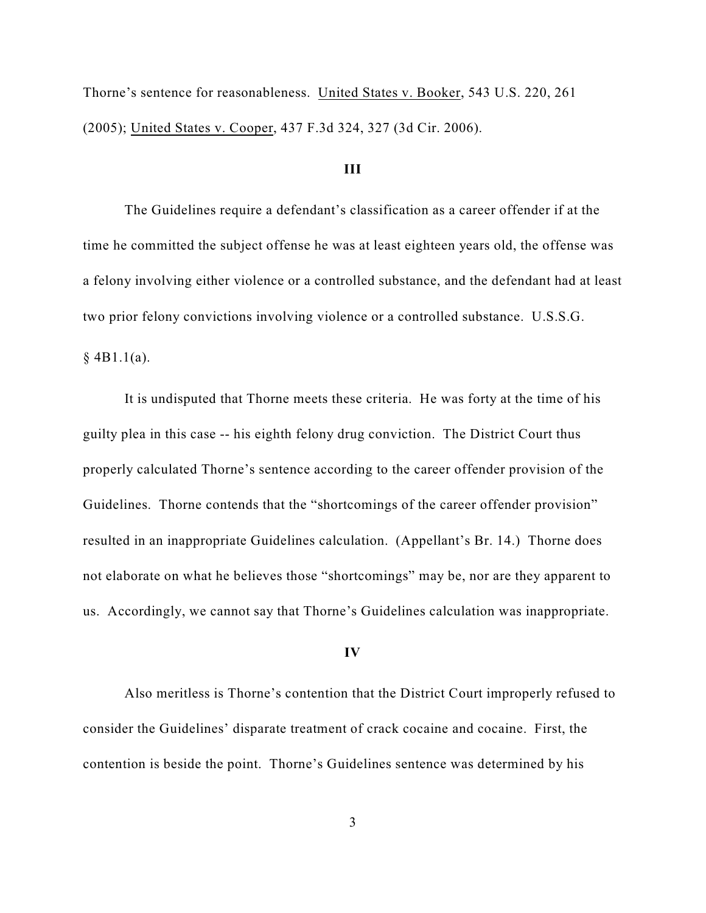Thorne's sentence for reasonableness. United States v. Booker, 543 U.S. 220, 261 (2005); United States v. Cooper, 437 F.3d 324, 327 (3d Cir. 2006).

### III

The Guidelines require a defendant's classification as a career offender if at the time he committed the subject offense he was at least eighteen years old, the offense was a felony involving either violence or a controlled substance, and the defendant had at least two prior felony convictions involving violence or a controlled substance. U.S.S.G. § 4B1.1(a).

It is undisputed that Thorne meets these criteria. He was forty at the time of his guilty plea in this case -- his eighth felony drug conviction. The District Court thus properly calculated Thorne's sentence according to the career offender provision of the Guidelines. Thorne contends that the "shortcomings of the career offender provision" resulted in an inappropriate Guidelines calculation. (Appellant's Br. 14.) Thorne does not elaborate on what he believes those "shortcomings" may be, nor are they apparent to us. Accordingly, we cannot say that Thorne's Guidelines calculation was inappropriate.

### IV

Also meritless is Thorne's contention that the District Court improperly refused to consider the Guidelines' disparate treatment of crack cocaine and cocaine. First, the contention is beside the point. Thorne's Guidelines sentence was determined by his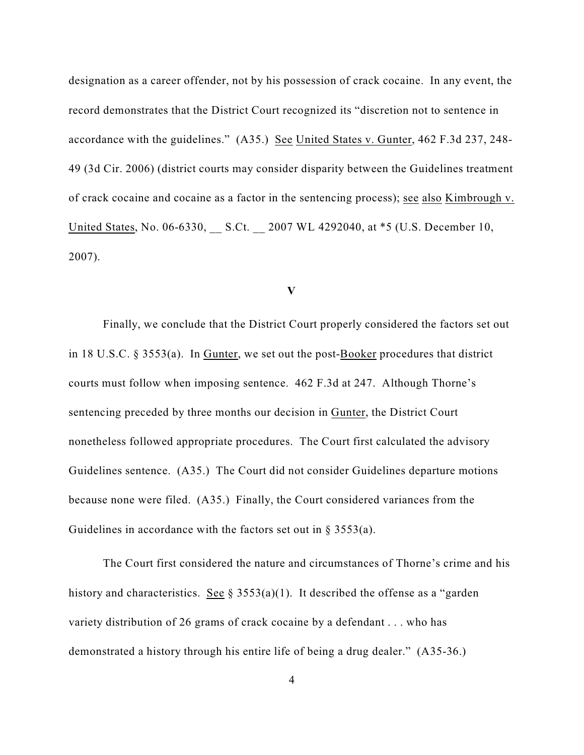designation as a career offender, not by his possession of crack cocaine. In any event, the record demonstrates that the District Court recognized its "discretion not to sentence in accordance with the guidelines." (A35.) See United States v. Gunter, 462 F.3d 237, 248-49 (3d Cir. 2006) (district courts may consider disparity between the Guidelines treatment of crack cocaine and cocaine as a factor in the sentencing process); see also Kimbrough v. United States, No. 06-6330, __ S.Ct. __ 2007 WL 4292040, at *5 (U.S. December 10, 2007).

**V**

Finally, we conclude that the District Court properly considered the factors set out in 18 U.S.C. § 3553(a). In Gunter, we set out the post-Booker procedures that district courts must follow when imposing sentence. 462 F.3d at 247. Although Thorne's sentencing preceded by three months our decision in Gunter, the District Court nonetheless followed appropriate procedures. The Court first calculated the advisory Guidelines sentence. (A35.) The Court did not consider Guidelines departure motions because none were filed. (A35.) Finally, the Court considered variances from the Guidelines in accordance with the factors set out in § 3553(a).

The Court first considered the nature and circumstances of Thorne's crime and his history and characteristics. See § 3553(a)(1). It described the offense as a "garden variety distribution of 26 grams of crack cocaine by a defendant . . . who has demonstrated a history through his entire life of being a drug dealer." (A35-36.)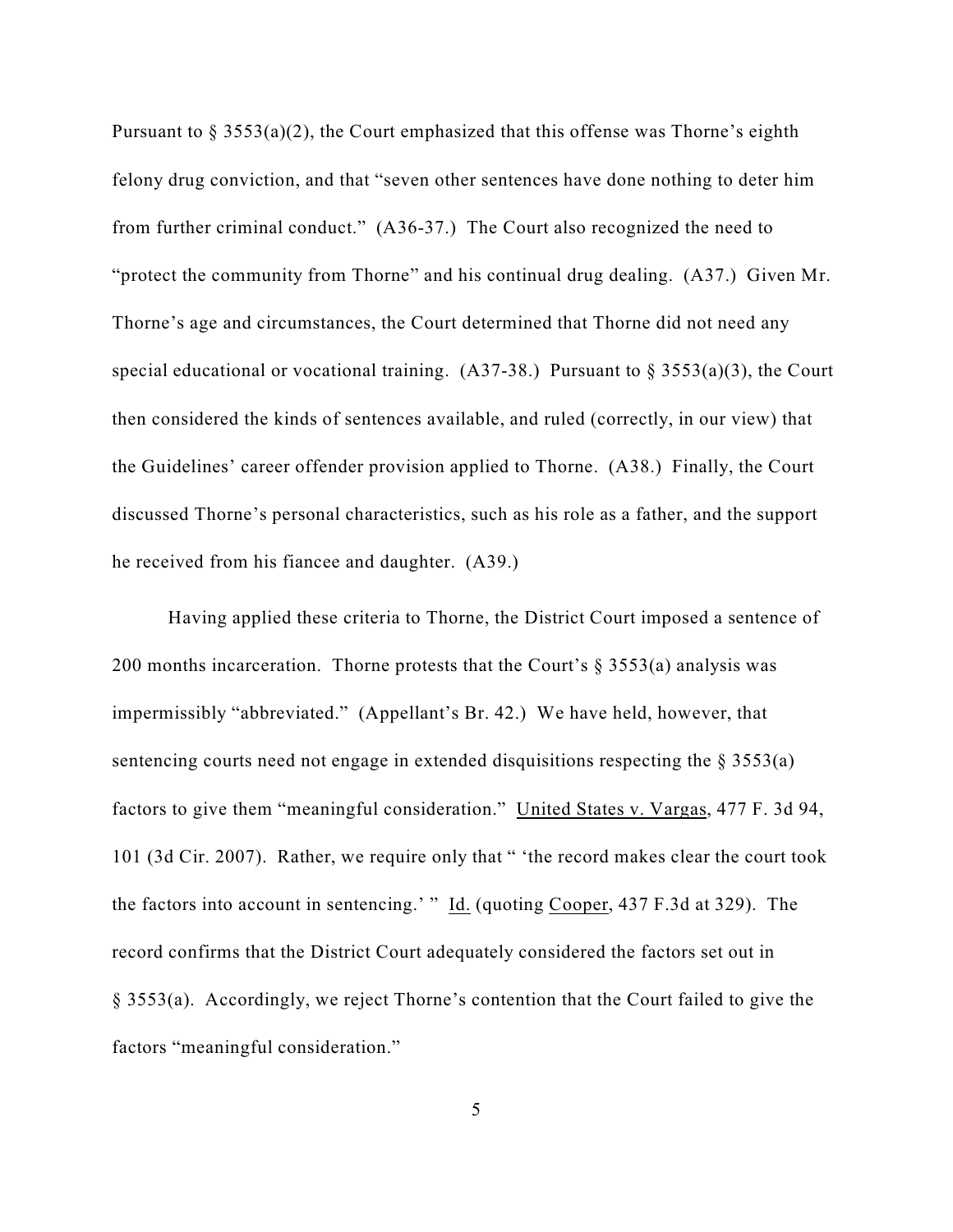Pursuant to § 3553(a)(2), the Court emphasized that this offense was Thorne's eighth felony drug conviction, and that "seven other sentences have done nothing to deter him from further criminal conduct." (A36-37.) The Court also recognized the need to "protect the community from Thorne" and his continual drug dealing. (A37.) Given Mr. Thorne's age and circumstances, the Court determined that Thorne did not need any special educational or vocational training. (A37-38.) Pursuant to § 3553(a)(3), the Court then considered the kinds of sentences available, and ruled (correctly, in our view) that the Guidelines' career offender provision applied to Thorne. (A38.) Finally, the Court discussed Thorne's personal characteristics, such as his role as a father, and the support he received from his fiancee and daughter. (A39.)

Having applied these criteria to Thorne, the District Court imposed a sentence of 200 months incarceration. Thorne protests that the Court's § 3553(a) analysis was impermissibly "abbreviated." (Appellant's Br. 42.) We have held, however, that sentencing courts need not engage in extended disquisitions respecting the § 3553(a) factors to give them "meaningful consideration." United States v. Vargas, 477 F. 3d 94, 101 (3d Cir. 2007). Rather, we require only that " 'the record makes clear the court took the factors into account in sentencing.' " Id. (quoting Cooper, 437 F.3d at 329). The record confirms that the District Court adequately considered the factors set out in § 3553(a). Accordingly, we reject Thorne's contention that the Court failed to give the factors "meaningful consideration."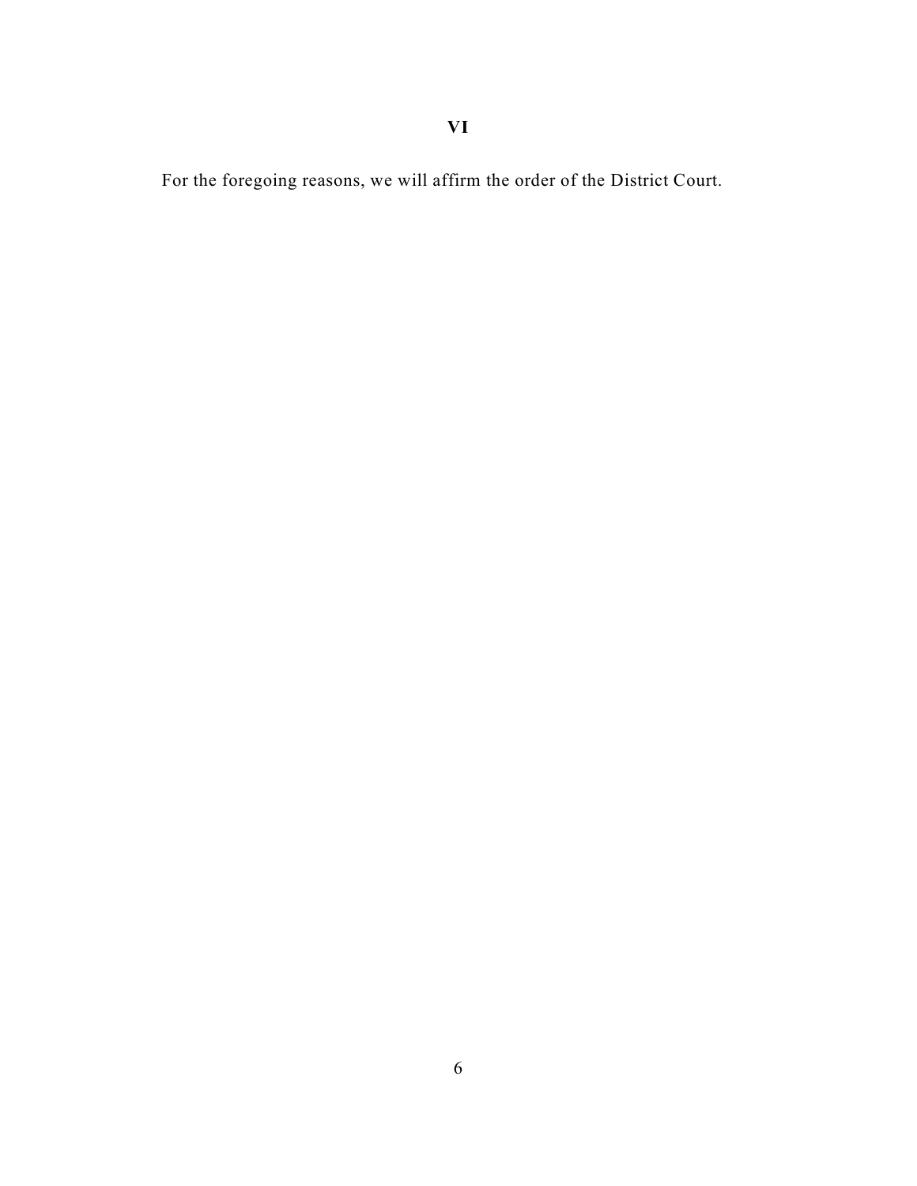## VI

For the foregoing reasons, we will affirm the order of the District Court.